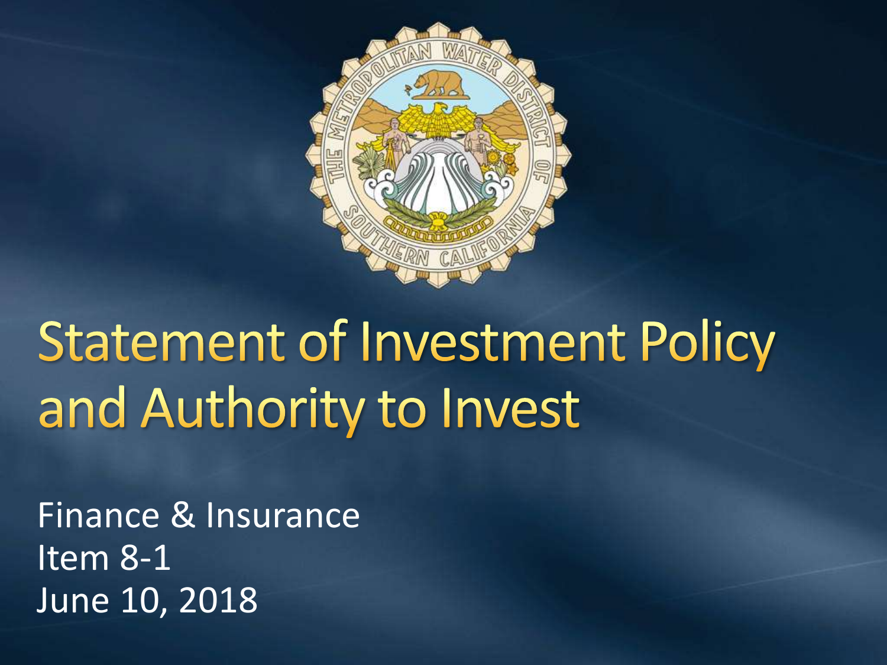# Statement of Investment Policy and Authority to Invest

Finance & Insurance
Item 8-1
June 10, 2018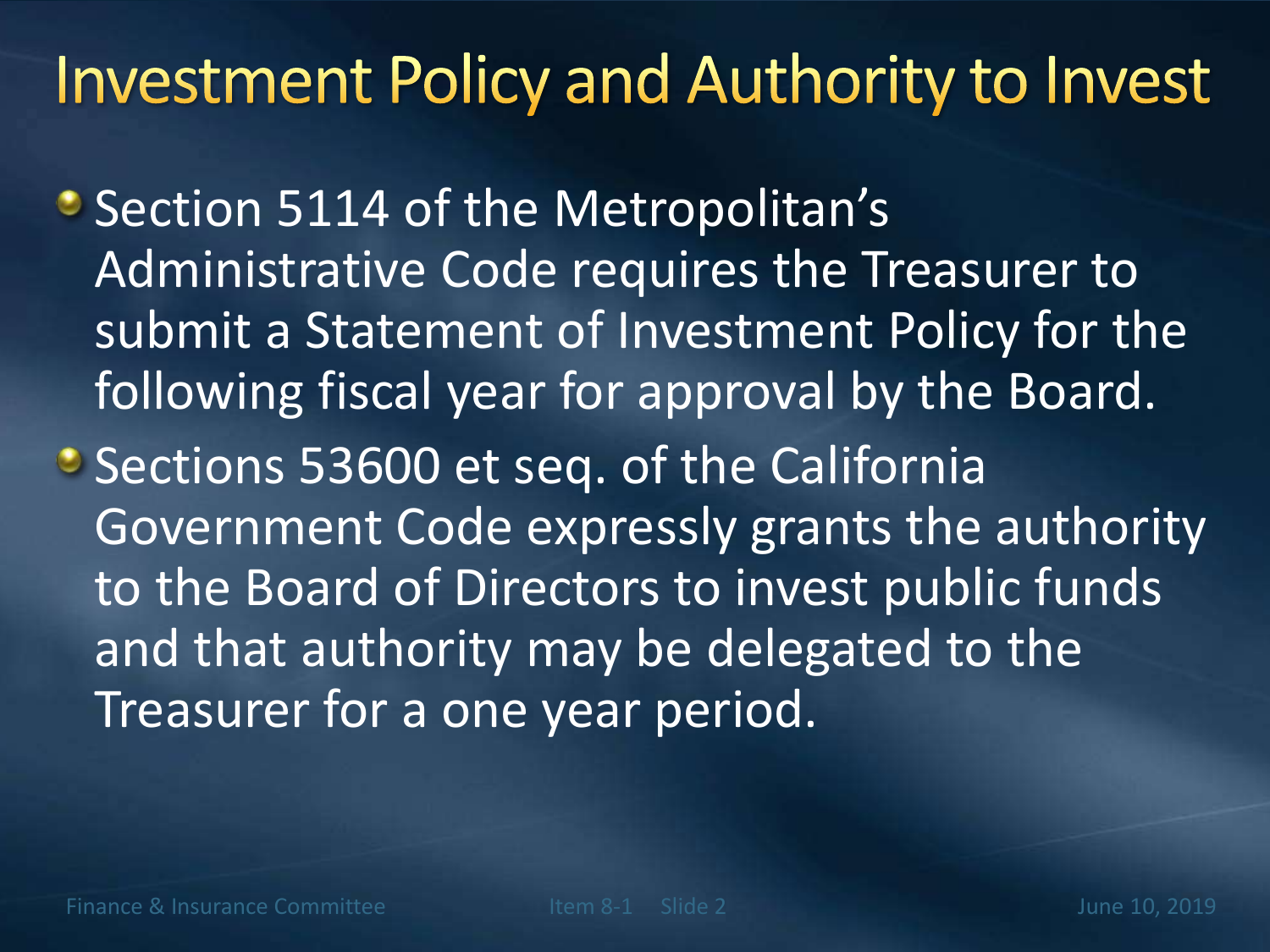# Investment Policy and Authority to Invest

- Section 5114 of the Metropolitan's Administrative Code requires the Treasurer to submit a Statement of Investment Policy for the following fiscal year for approval by the Board.
- Sections 53600 et seq. of the California Government Code expressly grants the authority to the Board of Directors to invest public funds and that authority may be delegated to the Treasurer for a one year period.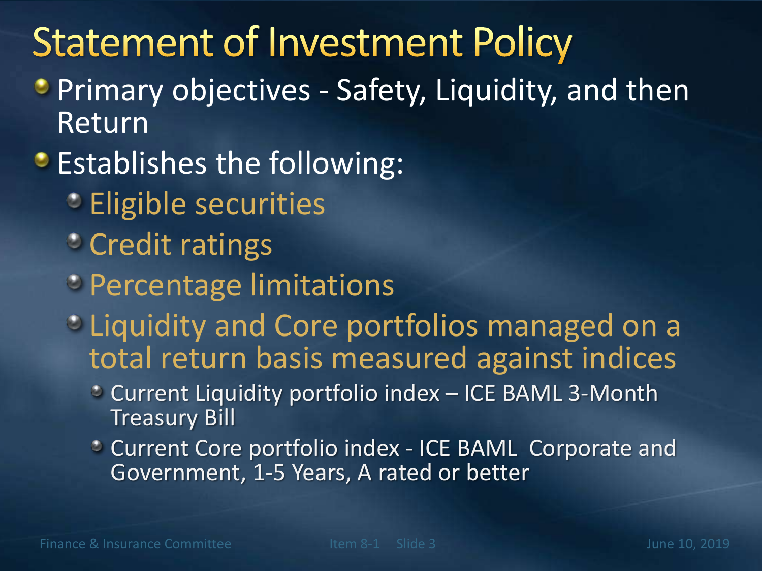# Statement of Investment Policy

- Primary objectives - Safety, Liquidity, and then Return
- Establishes the following:
  - Eligible securities
  - Credit ratings
  - Percentage limitations
  - Liquidity and Core portfolios managed on a total return basis measured against indices
    - Current Liquidity portfolio index – ICE BAML 3-Month Treasury Bill
    - Current Core portfolio index - ICE BAML Corporate and Government, 1-5 Years, A rated or better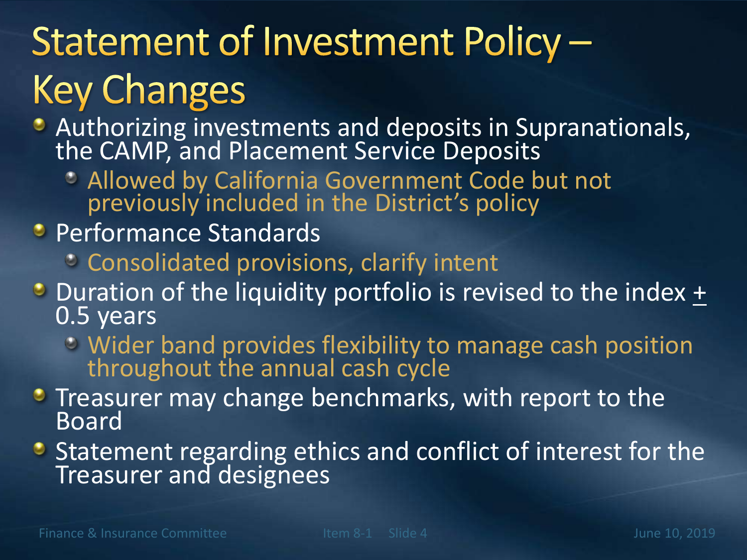# Statement of Investment Policy – Key Changes

- Authorizing investments and deposits in Supranationals, the CAMP, and Placement Service Deposits
  - Allowed by California Government Code but not previously included in the District's policy
- Performance Standards
  - Consolidated provisions, clarify intent
- Duration of the liquidity portfolio is revised to the index ± 0.5 years
  - Wider band provides flexibility to manage cash position throughout the annual cash cycle
- Treasurer may change benchmarks, with report to the Board
- Statement regarding ethics and conflict of interest for the Treasurer and designees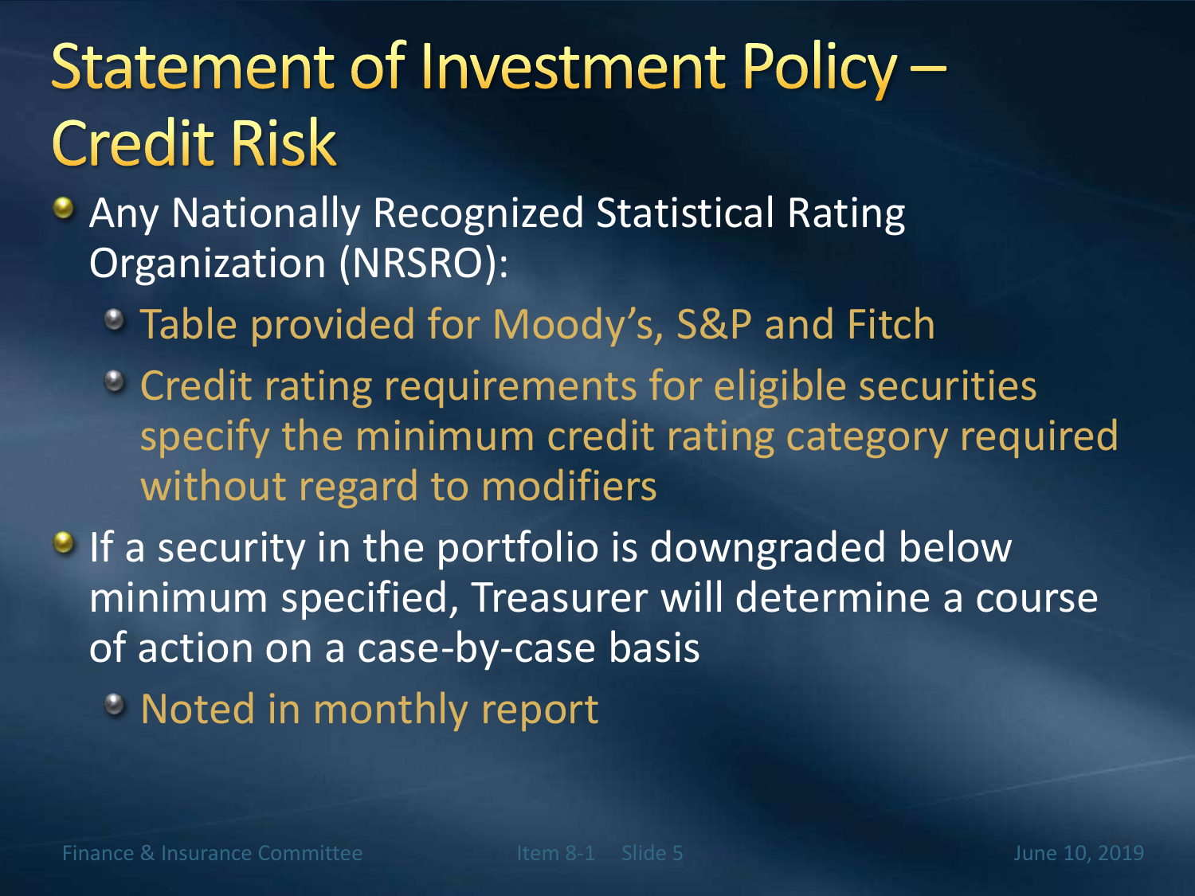# Statement of Investment Policy – Credit Risk

- Any Nationally Recognized Statistical Rating Organization (NRSRO):
  - Table provided for Moody's, S&P and Fitch
  - Credit rating requirements for eligible securities specify the minimum credit rating category required without regard to modifiers
- If a security in the portfolio is downgraded below minimum specified, Treasurer will determine a course of action on a case-by-case basis
  - Noted in monthly report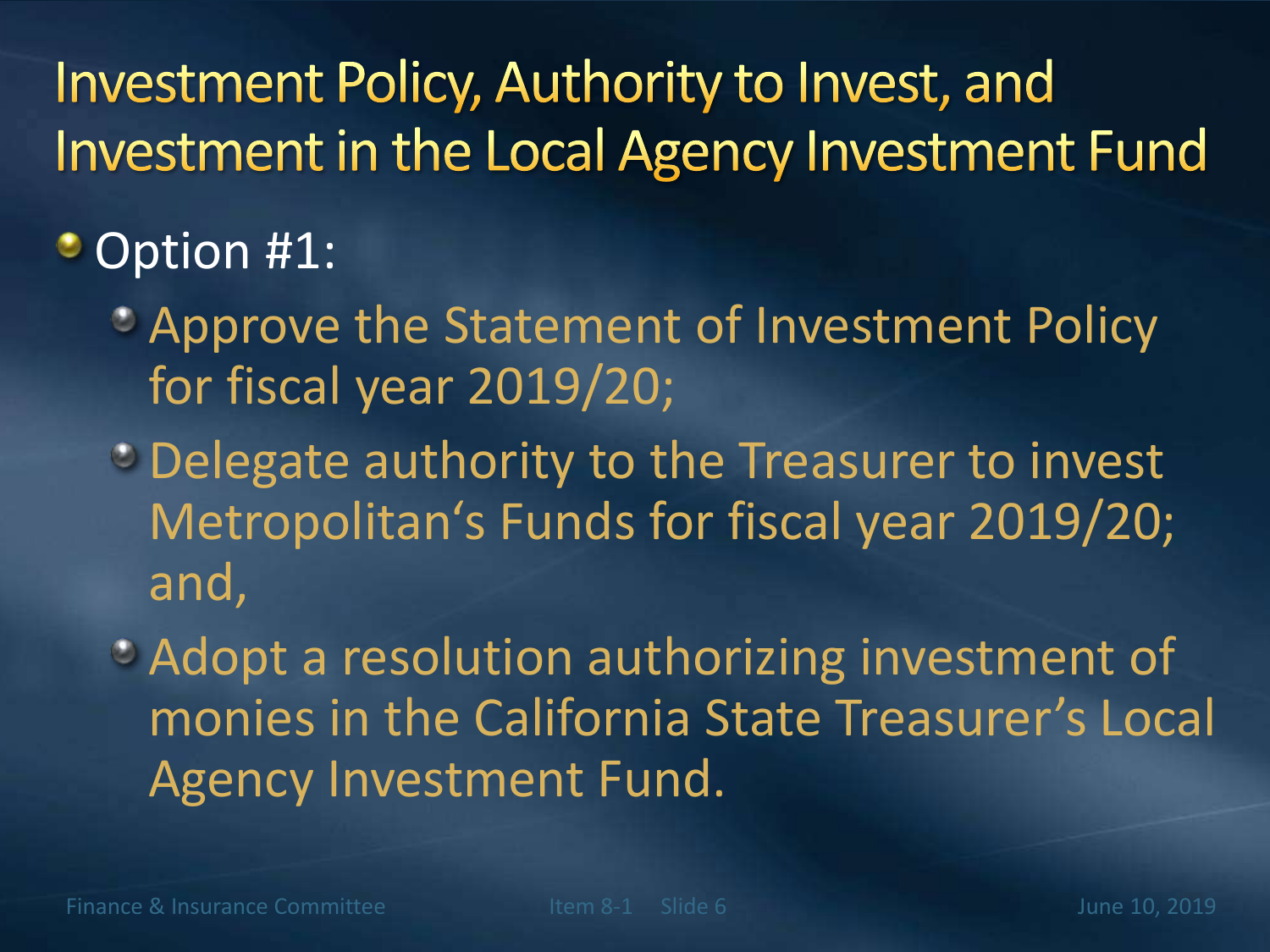# Investment Policy, Authority to Invest, and Investment in the Local Agency Investment Fund

- Option #1:
  - Approve the Statement of Investment Policy for fiscal year 2019/20;
  - Delegate authority to the Treasurer to invest Metropolitan's Funds for fiscal year 2019/20; and,
  - Adopt a resolution authorizing investment of monies in the California State Treasurer's Local Agency Investment Fund.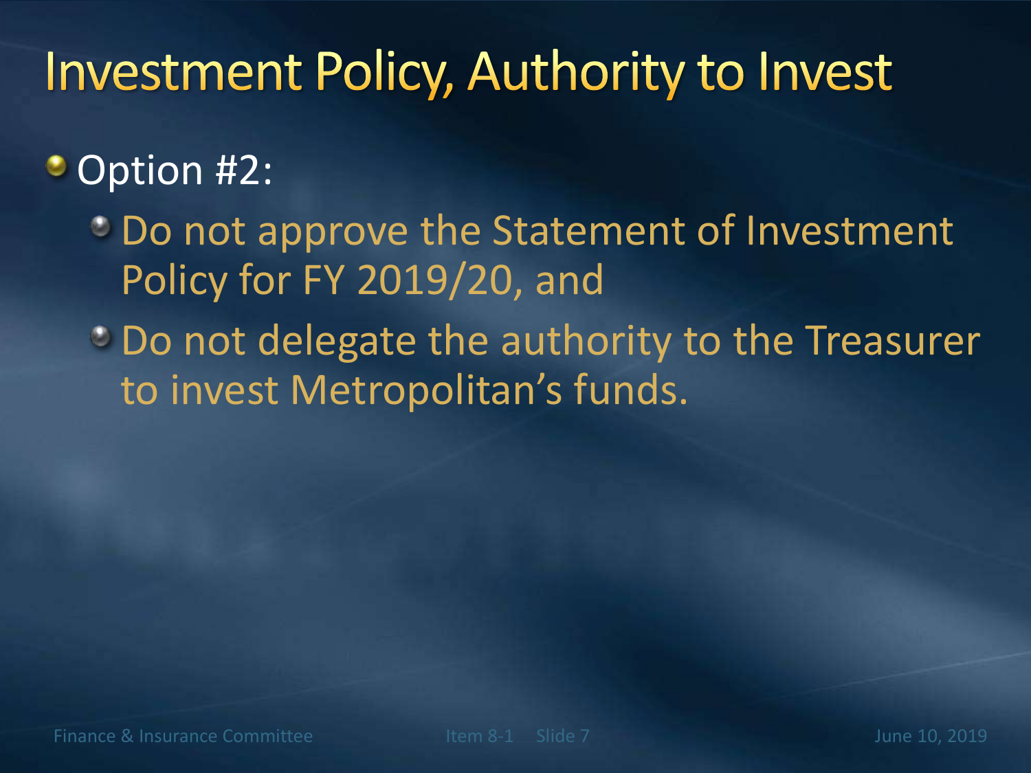# Investment Policy, Authority to Invest

- Option #2:
  - Do not approve the Statement of Investment Policy for FY 2019/20, and
  - Do not delegate the authority to the Treasurer to invest Metropolitan's funds.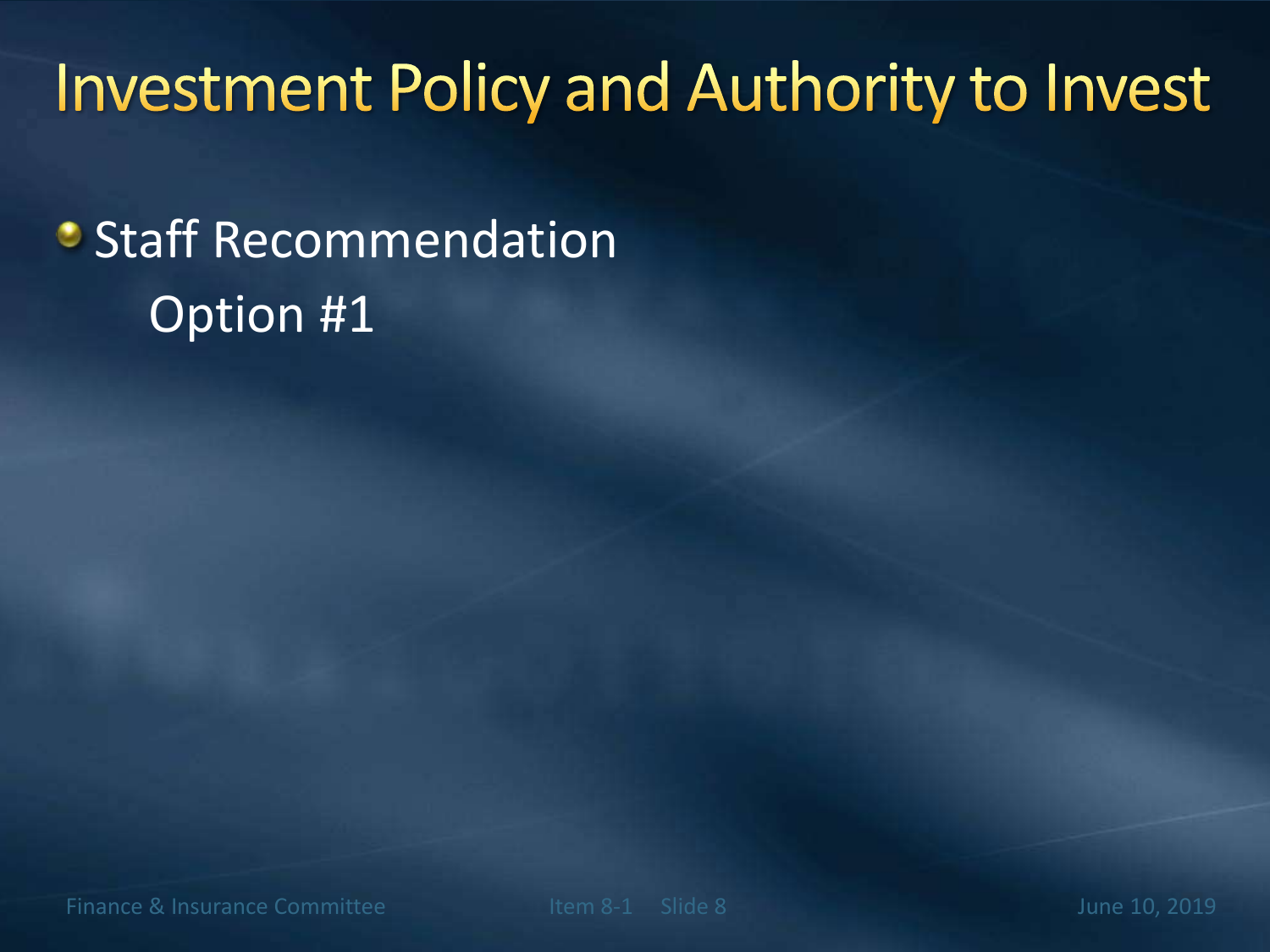# Investment Policy and Authority to Invest

- Staff Recommendation
  
  Option #1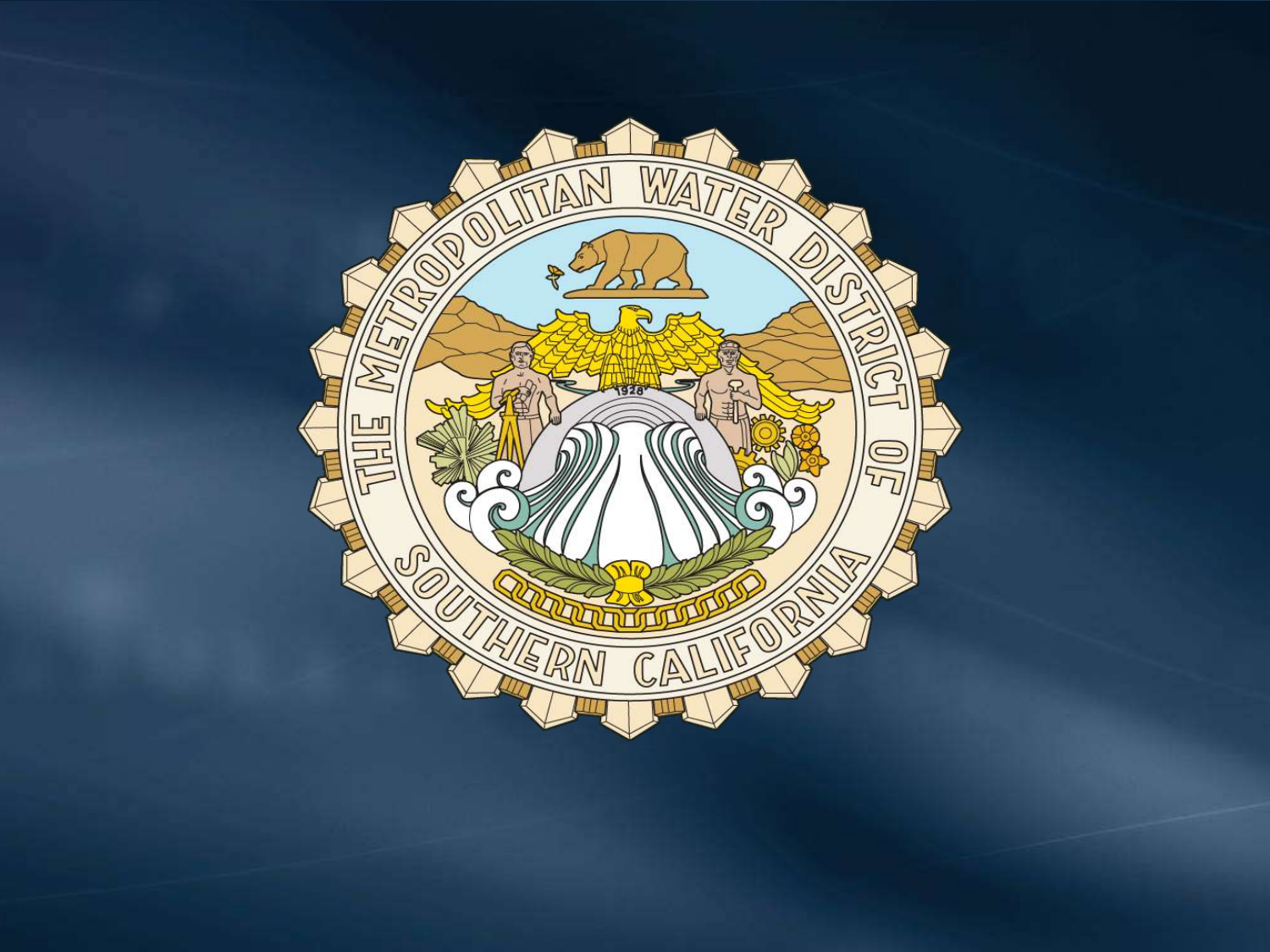THE METROPOLITAN WATER DISTRICT OF SOUTHERN CALIFORNIA

1928